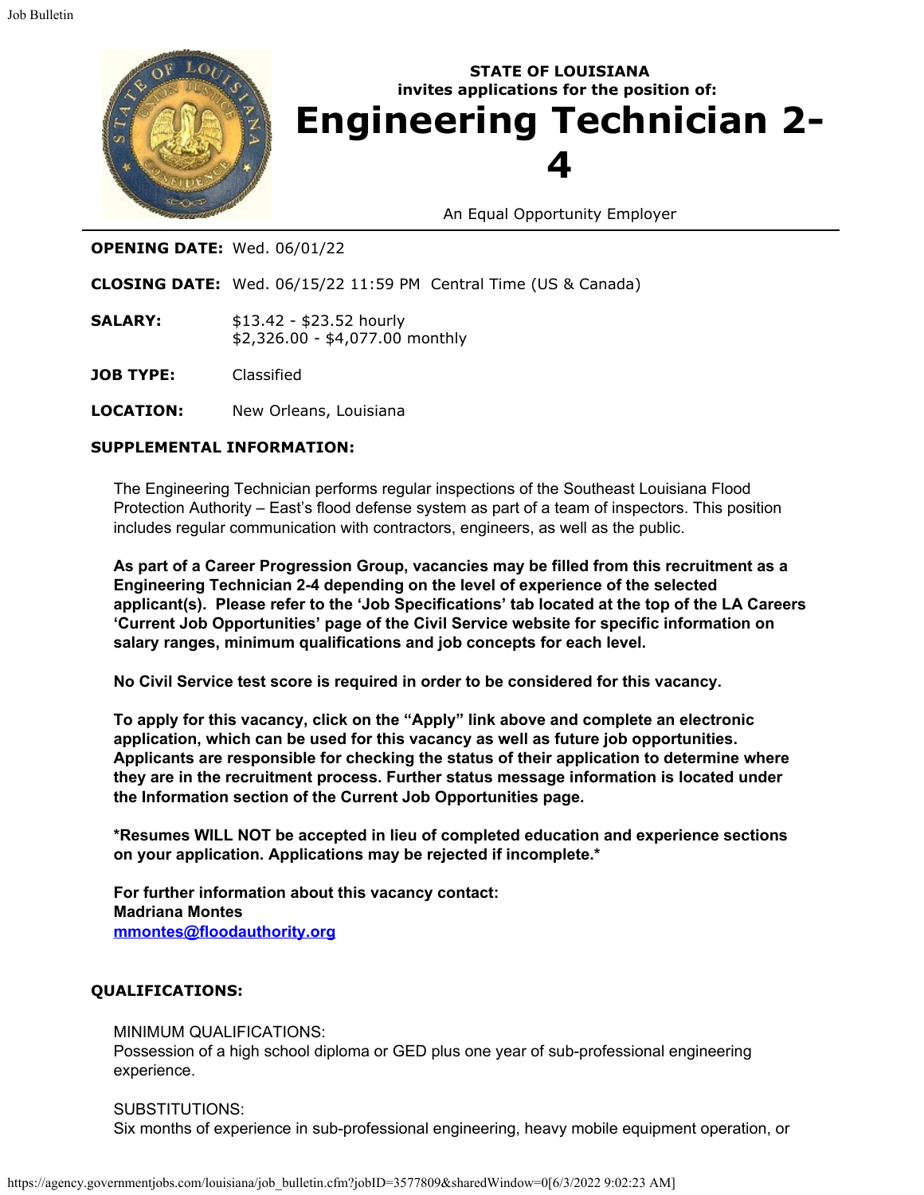**STATE OF LOUISIANA**
**invites applications for the position of:**

# Engineering Technician 2-4

An Equal Opportunity Employer

**OPENING DATE:** Wed. 06/01/22

**CLOSING DATE:** Wed. 06/15/22 11:59 PM Central Time (US & Canada)

**SALARY:** $13.42 - $23.52 hourly
$2,326.00 - $4,077.00 monthly

**JOB TYPE:** Classified

**LOCATION:** New Orleans, Louisiana

### SUPPLEMENTAL INFORMATION:

The Engineering Technician performs regular inspections of the Southeast Louisiana Flood Protection Authority – East's flood defense system as part of a team of inspectors. This position includes regular communication with contractors, engineers, as well as the public.

**As part of a Career Progression Group, vacancies may be filled from this recruitment as a Engineering Technician 2-4 depending on the level of experience of the selected applicant(s). Please refer to the 'Job Specifications' tab located at the top of the LA Careers 'Current Job Opportunities' page of the Civil Service website for specific information on salary ranges, minimum qualifications and job concepts for each level.**

**No Civil Service test score is required in order to be considered for this vacancy.**

**To apply for this vacancy, click on the "Apply" link above and complete an electronic application, which can be used for this vacancy as well as future job opportunities. Applicants are responsible for checking the status of their application to determine where they are in the recruitment process. Further status message information is located under the Information section of the Current Job Opportunities page.**

***Resumes WILL NOT be accepted in lieu of completed education and experience sections on your application. Applications may be rejected if incomplete.***

**For further information about this vacancy contact:**
**Madriana Montes**
**mmontes@floodauthority.org**

### QUALIFICATIONS:

MINIMUM QUALIFICATIONS:
Possession of a high school diploma or GED plus one year of sub-professional engineering experience.

SUBSTITUTIONS:
Six months of experience in sub-professional engineering, heavy mobile equipment operation, or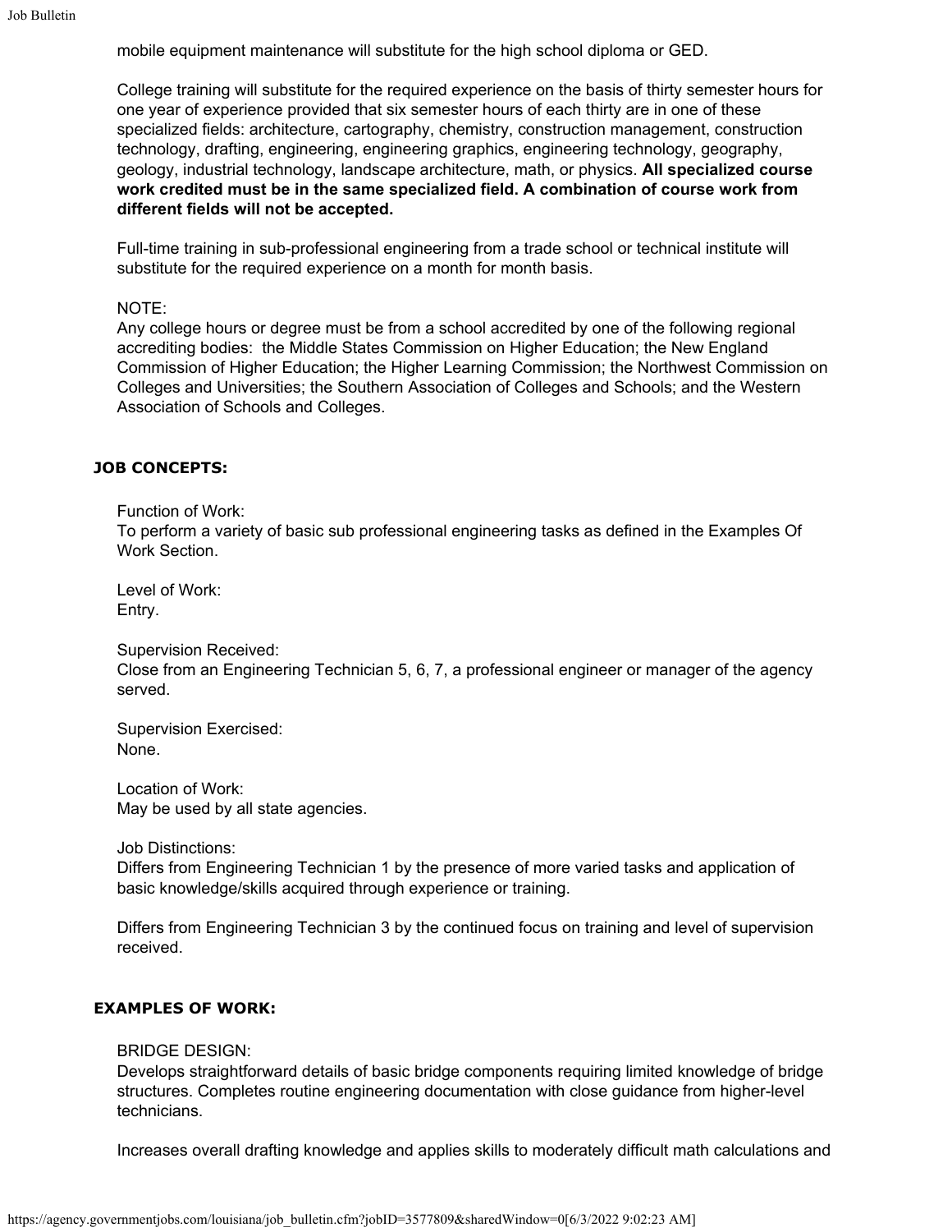mobile equipment maintenance will substitute for the high school diploma or GED.

College training will substitute for the required experience on the basis of thirty semester hours for one year of experience provided that six semester hours of each thirty are in one of these specialized fields: architecture, cartography, chemistry, construction management, construction technology, drafting, engineering, engineering graphics, engineering technology, geography, geology, industrial technology, landscape architecture, math, or physics. **All specialized course work credited must be in the same specialized field. A combination of course work from different fields will not be accepted.**

Full-time training in sub-professional engineering from a trade school or technical institute will substitute for the required experience on a month for month basis.

NOTE:
Any college hours or degree must be from a school accredited by one of the following regional accrediting bodies: the Middle States Commission on Higher Education; the New England Commission of Higher Education; the Higher Learning Commission; the Northwest Commission on Colleges and Universities; the Southern Association of Colleges and Schools; and the Western Association of Schools and Colleges.

## JOB CONCEPTS:

Function of Work:
To perform a variety of basic sub professional engineering tasks as defined in the Examples Of Work Section.

Level of Work:
Entry.

Supervision Received:
Close from an Engineering Technician 5, 6, 7, a professional engineer or manager of the agency served.

Supervision Exercised:
None.

Location of Work:
May be used by all state agencies.

Job Distinctions:
Differs from Engineering Technician 1 by the presence of more varied tasks and application of basic knowledge/skills acquired through experience or training.

Differs from Engineering Technician 3 by the continued focus on training and level of supervision received.

## EXAMPLES OF WORK:

BRIDGE DESIGN:
Develops straightforward details of basic bridge components requiring limited knowledge of bridge structures. Completes routine engineering documentation with close guidance from higher-level technicians.

Increases overall drafting knowledge and applies skills to moderately difficult math calculations and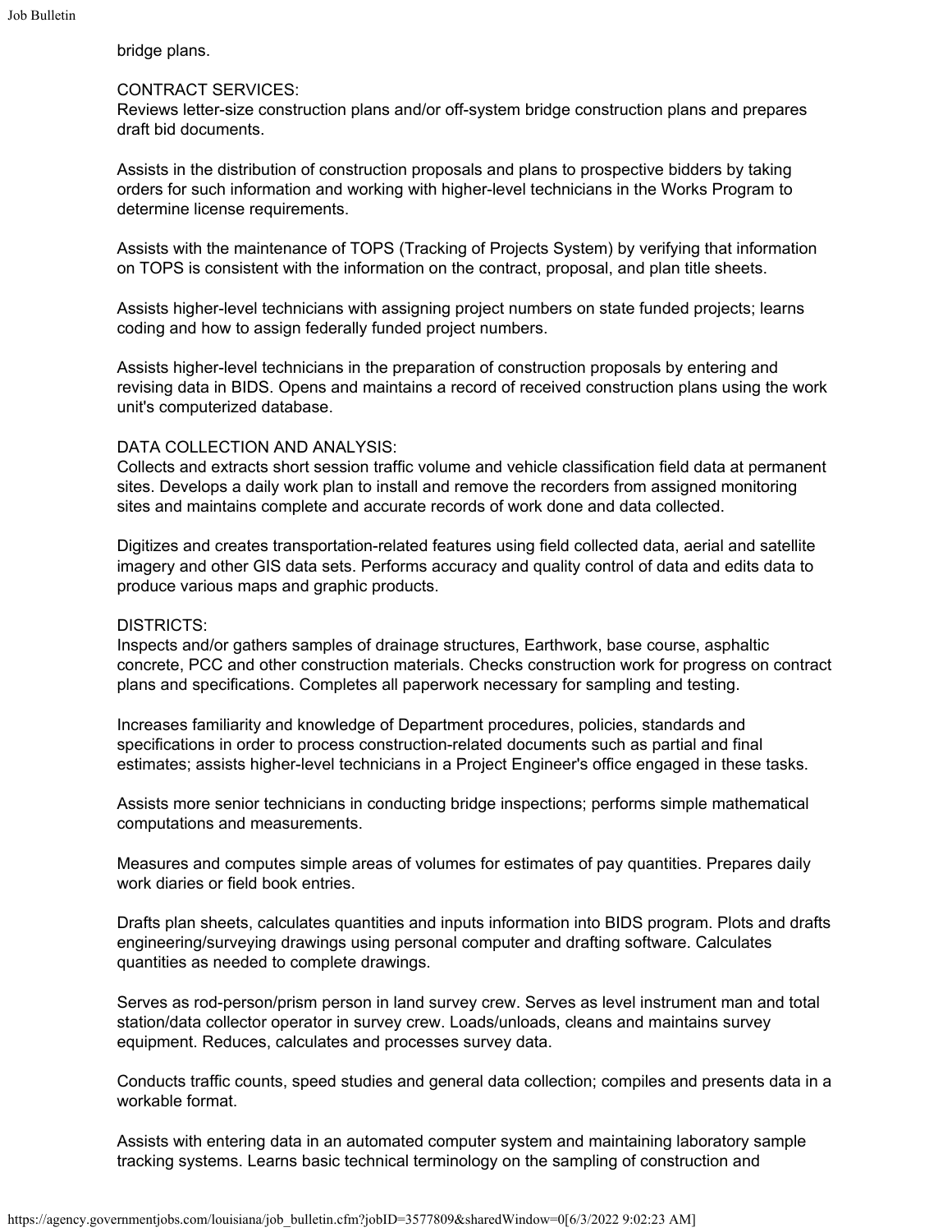bridge plans.

CONTRACT SERVICES:
Reviews letter-size construction plans and/or off-system bridge construction plans and prepares draft bid documents.

Assists in the distribution of construction proposals and plans to prospective bidders by taking orders for such information and working with higher-level technicians in the Works Program to determine license requirements.

Assists with the maintenance of TOPS (Tracking of Projects System) by verifying that information on TOPS is consistent with the information on the contract, proposal, and plan title sheets.

Assists higher-level technicians with assigning project numbers on state funded projects; learns coding and how to assign federally funded project numbers.

Assists higher-level technicians in the preparation of construction proposals by entering and revising data in BIDS. Opens and maintains a record of received construction plans using the work unit's computerized database.

DATA COLLECTION AND ANALYSIS:
Collects and extracts short session traffic volume and vehicle classification field data at permanent sites. Develops a daily work plan to install and remove the recorders from assigned monitoring sites and maintains complete and accurate records of work done and data collected.

Digitizes and creates transportation-related features using field collected data, aerial and satellite imagery and other GIS data sets. Performs accuracy and quality control of data and edits data to produce various maps and graphic products.

DISTRICTS:
Inspects and/or gathers samples of drainage structures, Earthwork, base course, asphaltic concrete, PCC and other construction materials. Checks construction work for progress on contract plans and specifications. Completes all paperwork necessary for sampling and testing.

Increases familiarity and knowledge of Department procedures, policies, standards and specifications in order to process construction-related documents such as partial and final estimates; assists higher-level technicians in a Project Engineer's office engaged in these tasks.

Assists more senior technicians in conducting bridge inspections; performs simple mathematical computations and measurements.

Measures and computes simple areas of volumes for estimates of pay quantities. Prepares daily work diaries or field book entries.

Drafts plan sheets, calculates quantities and inputs information into BIDS program. Plots and drafts engineering/surveying drawings using personal computer and drafting software. Calculates quantities as needed to complete drawings.

Serves as rod-person/prism person in land survey crew. Serves as level instrument man and total station/data collector operator in survey crew. Loads/unloads, cleans and maintains survey equipment. Reduces, calculates and processes survey data.

Conducts traffic counts, speed studies and general data collection; compiles and presents data in a workable format.

Assists with entering data in an automated computer system and maintaining laboratory sample tracking systems. Learns basic technical terminology on the sampling of construction and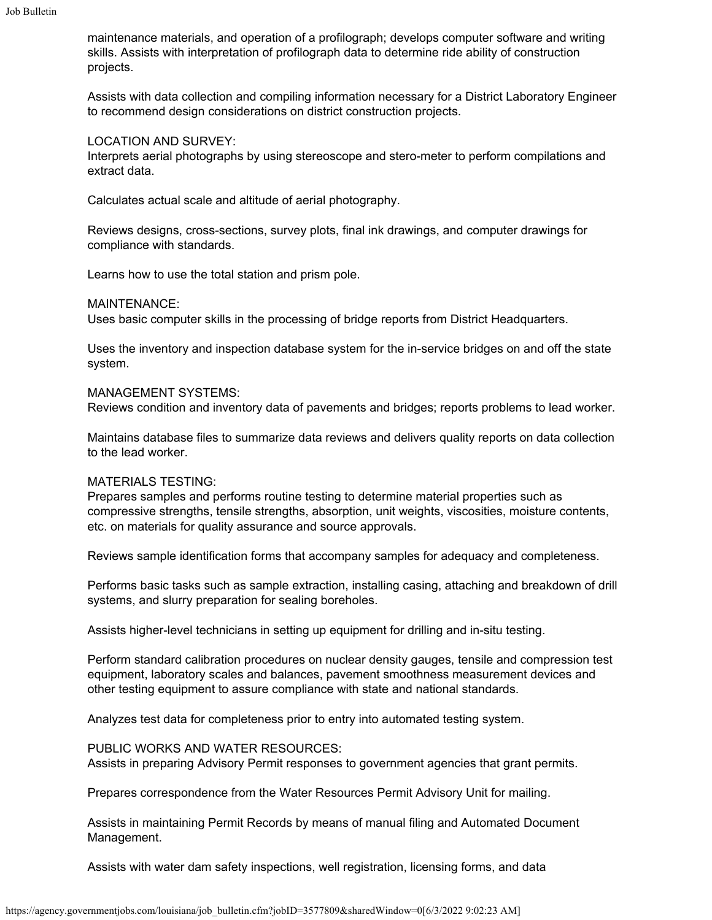maintenance materials, and operation of a profilograph; develops computer software and writing skills. Assists with interpretation of profilograph data to determine ride ability of construction projects.

Assists with data collection and compiling information necessary for a District Laboratory Engineer to recommend design considerations on district construction projects.

LOCATION AND SURVEY:
Interprets aerial photographs by using stereoscope and stero-meter to perform compilations and extract data.

Calculates actual scale and altitude of aerial photography.

Reviews designs, cross-sections, survey plots, final ink drawings, and computer drawings for compliance with standards.

Learns how to use the total station and prism pole.

MAINTENANCE:
Uses basic computer skills in the processing of bridge reports from District Headquarters.

Uses the inventory and inspection database system for the in-service bridges on and off the state system.

MANAGEMENT SYSTEMS:
Reviews condition and inventory data of pavements and bridges; reports problems to lead worker.

Maintains database files to summarize data reviews and delivers quality reports on data collection to the lead worker.

MATERIALS TESTING:
Prepares samples and performs routine testing to determine material properties such as compressive strengths, tensile strengths, absorption, unit weights, viscosities, moisture contents, etc. on materials for quality assurance and source approvals.

Reviews sample identification forms that accompany samples for adequacy and completeness.

Performs basic tasks such as sample extraction, installing casing, attaching and breakdown of drill systems, and slurry preparation for sealing boreholes.

Assists higher-level technicians in setting up equipment for drilling and in-situ testing.

Perform standard calibration procedures on nuclear density gauges, tensile and compression test equipment, laboratory scales and balances, pavement smoothness measurement devices and other testing equipment to assure compliance with state and national standards.

Analyzes test data for completeness prior to entry into automated testing system.

PUBLIC WORKS AND WATER RESOURCES:
Assists in preparing Advisory Permit responses to government agencies that grant permits.

Prepares correspondence from the Water Resources Permit Advisory Unit for mailing.

Assists in maintaining Permit Records by means of manual filing and Automated Document Management.

Assists with water dam safety inspections, well registration, licensing forms, and data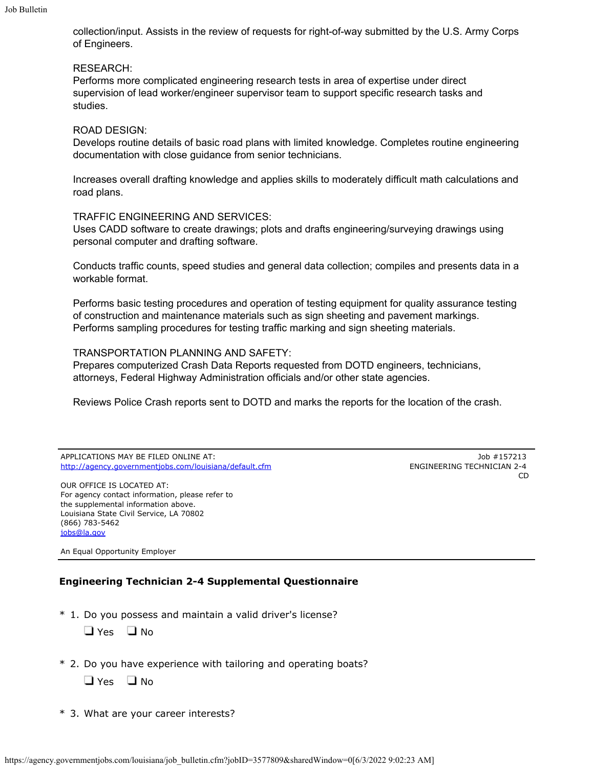collection/input. Assists in the review of requests for right-of-way submitted by the U.S. Army Corps of Engineers.

RESEARCH:
Performs more complicated engineering research tests in area of expertise under direct supervision of lead worker/engineer supervisor team to support specific research tasks and studies.

ROAD DESIGN:
Develops routine details of basic road plans with limited knowledge. Completes routine engineering documentation with close guidance from senior technicians.

Increases overall drafting knowledge and applies skills to moderately difficult math calculations and road plans.

TRAFFIC ENGINEERING AND SERVICES:
Uses CADD software to create drawings; plots and drafts engineering/surveying drawings using personal computer and drafting software.

Conducts traffic counts, speed studies and general data collection; compiles and presents data in a workable format.

Performs basic testing procedures and operation of testing equipment for quality assurance testing of construction and maintenance materials such as sign sheeting and pavement markings. Performs sampling procedures for testing traffic marking and sign sheeting materials.

TRANSPORTATION PLANNING AND SAFETY:
Prepares computerized Crash Data Reports requested from DOTD engineers, technicians, attorneys, Federal Highway Administration officials and/or other state agencies.

Reviews Police Crash reports sent to DOTD and marks the reports for the location of the crash.

---

APPLICATIONS MAY BE FILED ONLINE AT:
http://agency.governmentjobs.com/louisiana/default.cfm

Job #157213
ENGINEERING TECHNICIAN 2-4
CD

OUR OFFICE IS LOCATED AT:
For agency contact information, please refer to the supplemental information above.
Louisiana State Civil Service, LA 70802
(866) 783-5462
jobs@la.gov

An Equal Opportunity Employer

---

**Engineering Technician 2-4 Supplemental Questionnaire**

\* 1. Do you possess and maintain a valid driver's license?

- ❑ Yes ❑ No

\* 2. Do you have experience with tailoring and operating boats?

- ❑ Yes ❑ No

\* 3. What are your career interests?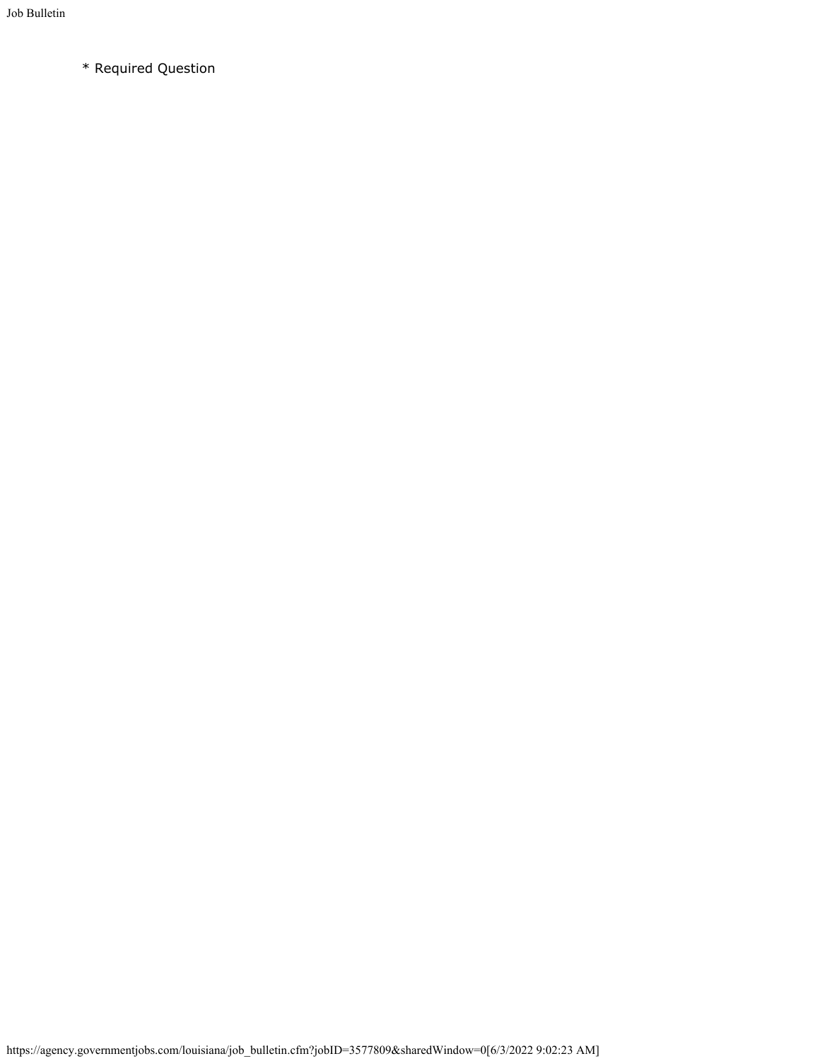* Required Question